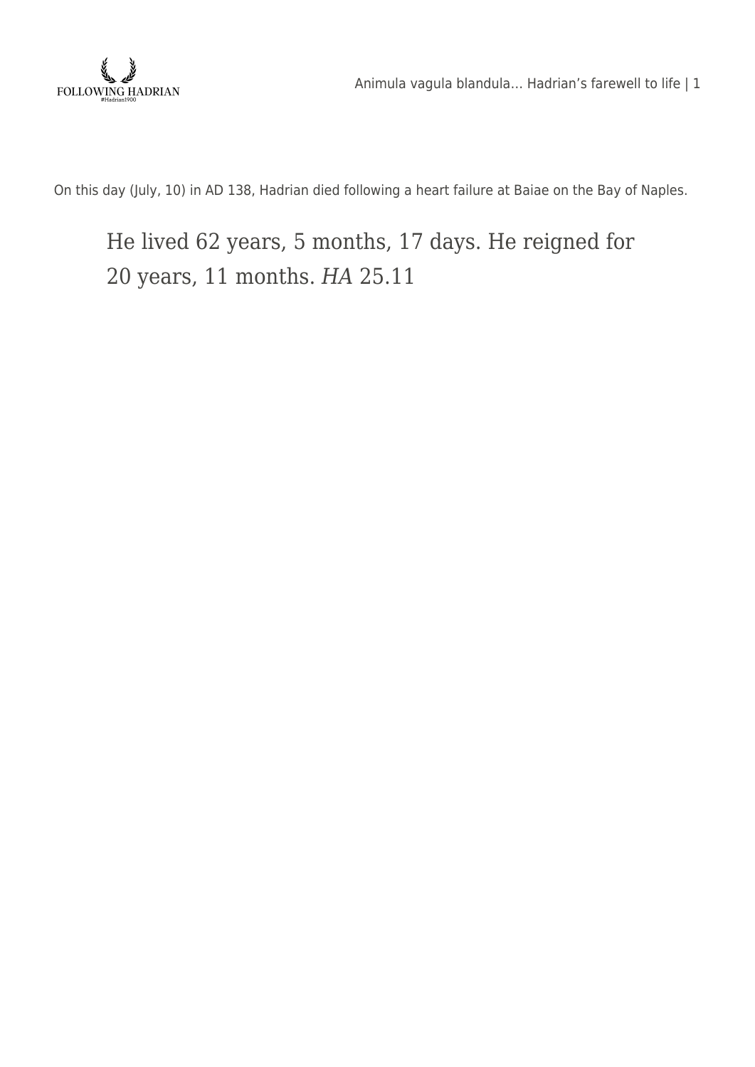On this day (July, 10) in AD 138, Hadrian died following a heart failure at Baiae on the Bay of Naples.

> He lived 62 years, 5 months, 17 days. He reigned for 20 years, 11 months. *HA* 25.11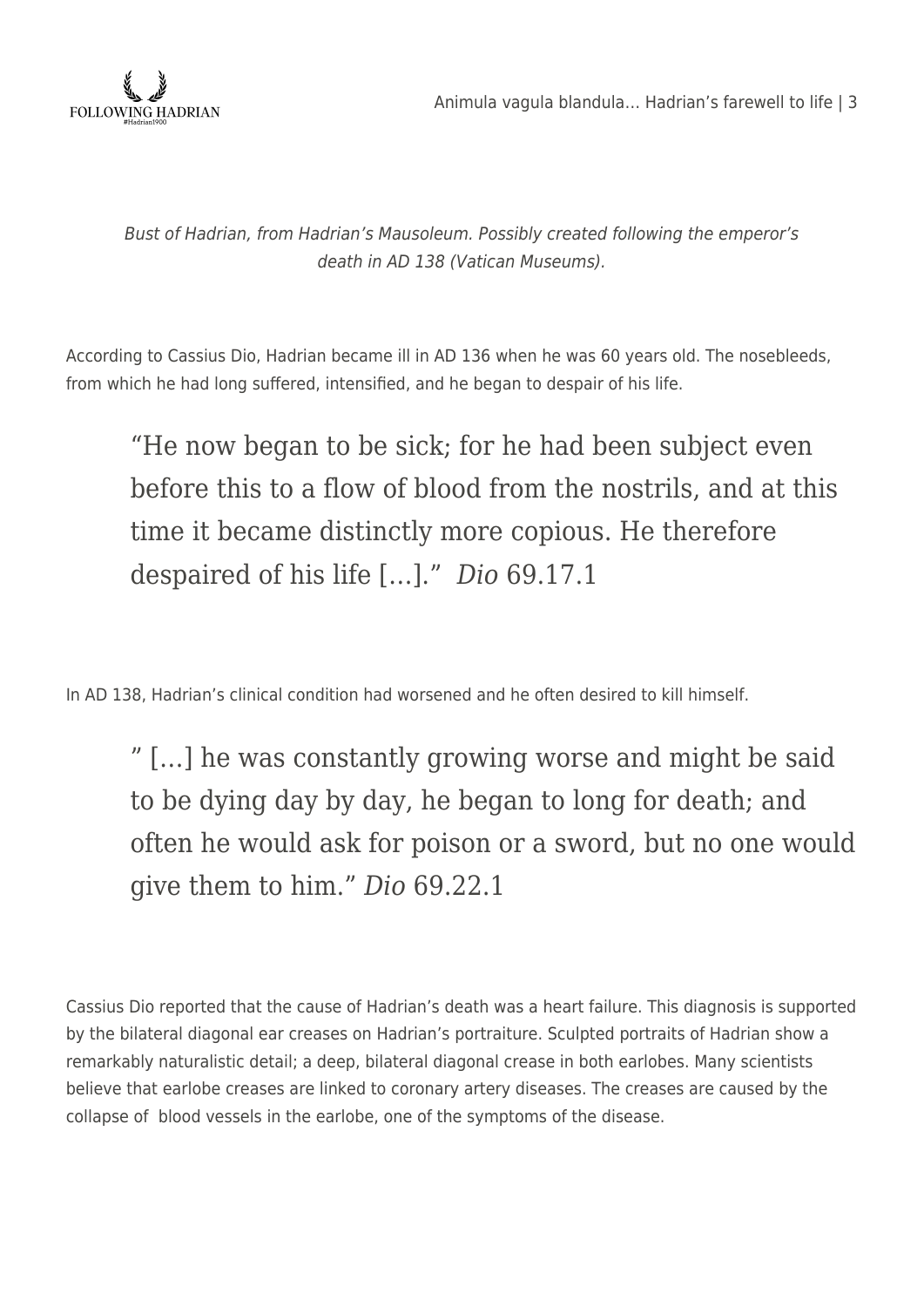*Bust of Hadrian, from Hadrian's Mausoleum. Possibly created following the emperor's death in AD 138 (Vatican Museums).*

According to Cassius Dio, Hadrian became ill in AD 136 when he was 60 years old. The nosebleeds, from which he had long suffered, intensified, and he began to despair of his life.

> "He now began to be sick; for he had been subject even before this to a flow of blood from the nostrils, and at this time it became distinctly more copious. He therefore despaired of his life […]." *Dio* 69.17.1

In AD 138, Hadrian's clinical condition had worsened and he often desired to kill himself.

> " […] he was constantly growing worse and might be said to be dying day by day, he began to long for death; and often he would ask for poison or a sword, but no one would give them to him." *Dio* 69.22.1

Cassius Dio reported that the cause of Hadrian's death was a heart failure. This diagnosis is supported by the bilateral diagonal ear creases on Hadrian's portraiture. Sculpted portraits of Hadrian show a remarkably naturalistic detail; a deep, bilateral diagonal crease in both earlobes. Many scientists believe that earlobe creases are linked to coronary artery diseases. The creases are caused by the collapse of blood vessels in the earlobe, one of the symptoms of the disease.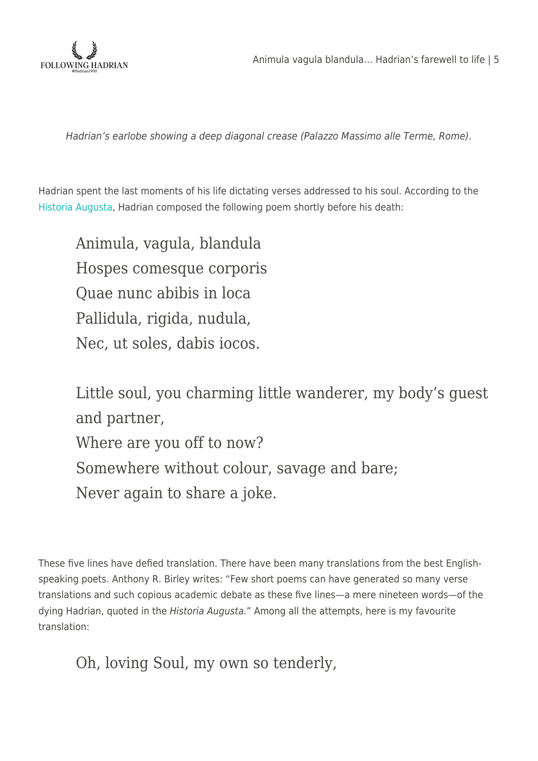*Hadrian's earlobe showing a deep diagonal crease (Palazzo Massimo alle Terme, Rome).*

Hadrian spent the last moments of his life dictating verses addressed to his soul. According to the Historia Augusta, Hadrian composed the following poem shortly before his death:

> Animula, vagula, blandula
> Hospes comesque corporis
> Quae nunc abibis in loca
> Pallidula, rigida, nudula,
> Nec, ut soles, dabis iocos.
>
> Little soul, you charming little wanderer, my body's guest and partner,
> Where are you off to now?
> Somewhere without colour, savage and bare;
> Never again to share a joke.

These five lines have defied translation. There have been many translations from the best English-speaking poets. Anthony R. Birley writes: "Few short poems can have generated so many verse translations and such copious academic debate as these five lines—a mere nineteen words—of the dying Hadrian, quoted in the *Historia Augusta.*" Among all the attempts, here is my favourite translation:

> Oh, loving Soul, my own so tenderly,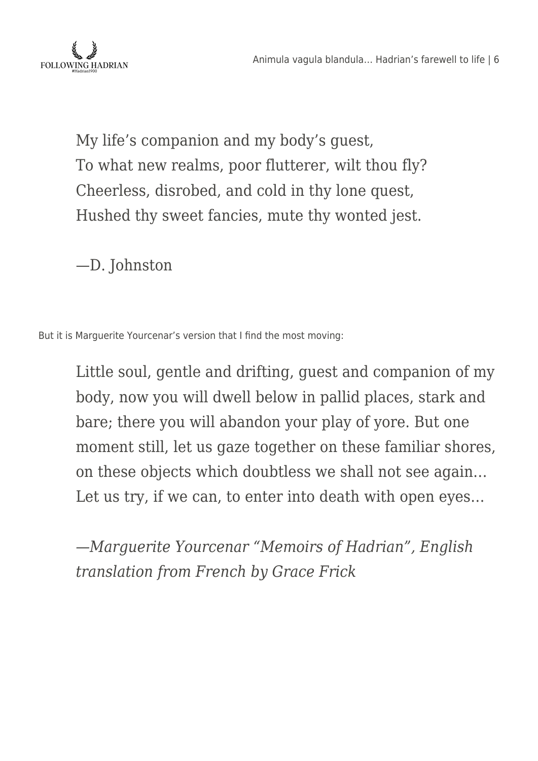> My life's companion and my body's guest,
> To what new realms, poor flutterer, wilt thou fly?
> Cheerless, disrobed, and cold in thy lone quest,
> Hushed thy sweet fancies, mute thy wonted jest.
>
> —D. Johnston

But it is Marguerite Yourcenar's version that I find the most moving:

> Little soul, gentle and drifting, guest and companion of my body, now you will dwell below in pallid places, stark and bare; there you will abandon your play of yore. But one moment still, let us gaze together on these familiar shores, on these objects which doubtless we shall not see again… Let us try, if we can, to enter into death with open eyes…
>
> *—Marguerite Yourcenar "Memoirs of Hadrian", English translation from French by Grace Frick*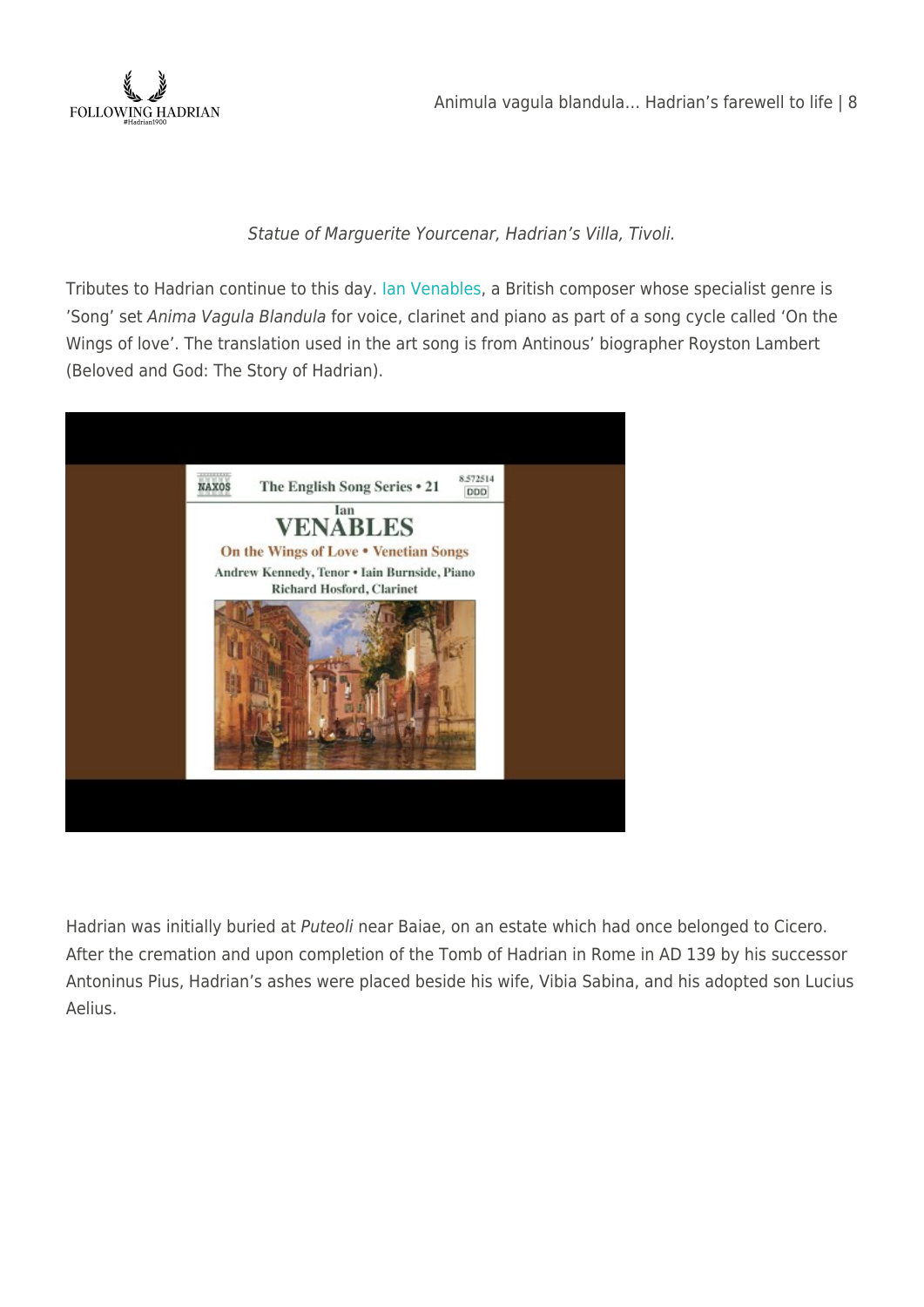*Statue of Marguerite Yourcenar, Hadrian's Villa, Tivoli.*

Tributes to Hadrian continue to this day. Ian Venables, a British composer whose specialist genre is 'Song' set *Anima Vagula Blandula* for voice, clarinet and piano as part of a song cycle called 'On the Wings of love'. The translation used in the art song is from Antinous' biographer Royston Lambert (Beloved and God: The Story of Hadrian).

Hadrian was initially buried at *Puteoli* near Baiae, on an estate which had once belonged to Cicero. After the cremation and upon completion of the Tomb of Hadrian in Rome in AD 139 by his successor Antoninus Pius, Hadrian's ashes were placed beside his wife, Vibia Sabina, and his adopted son Lucius Aelius.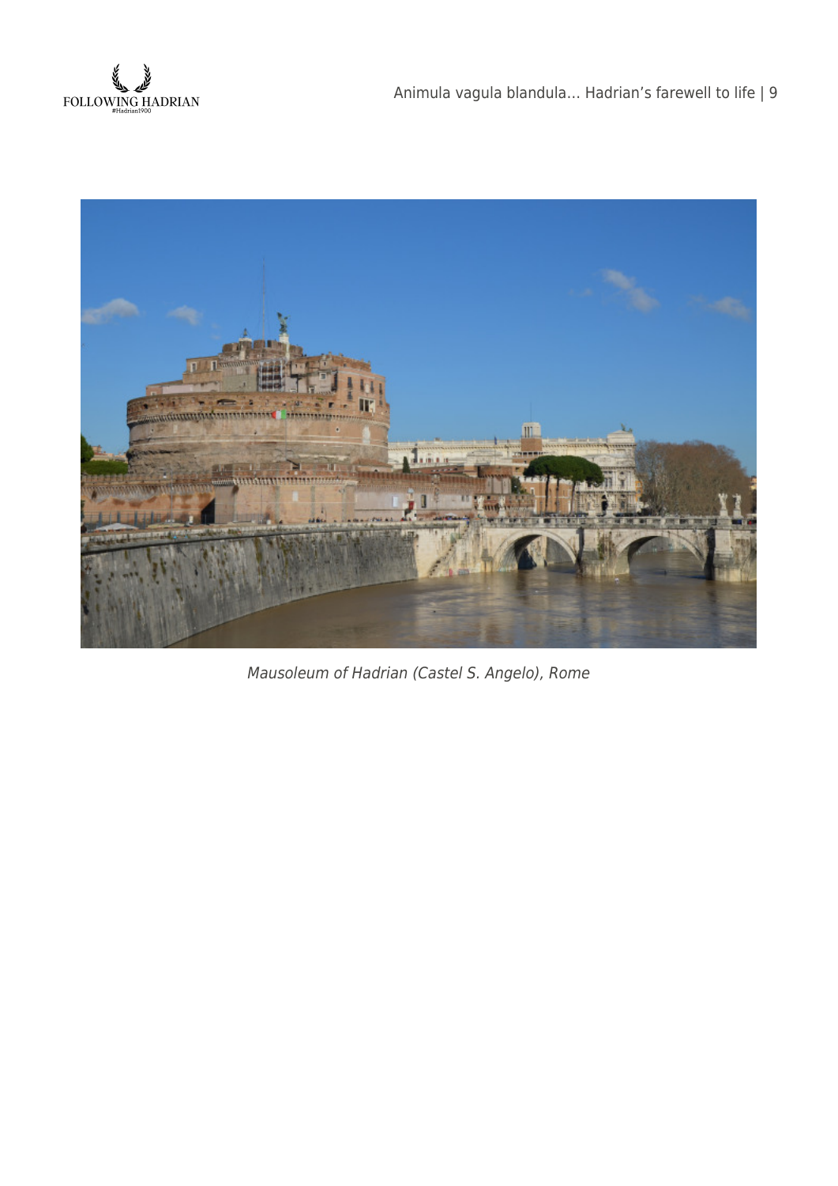*Mausoleum of Hadrian (Castel S. Angelo), Rome*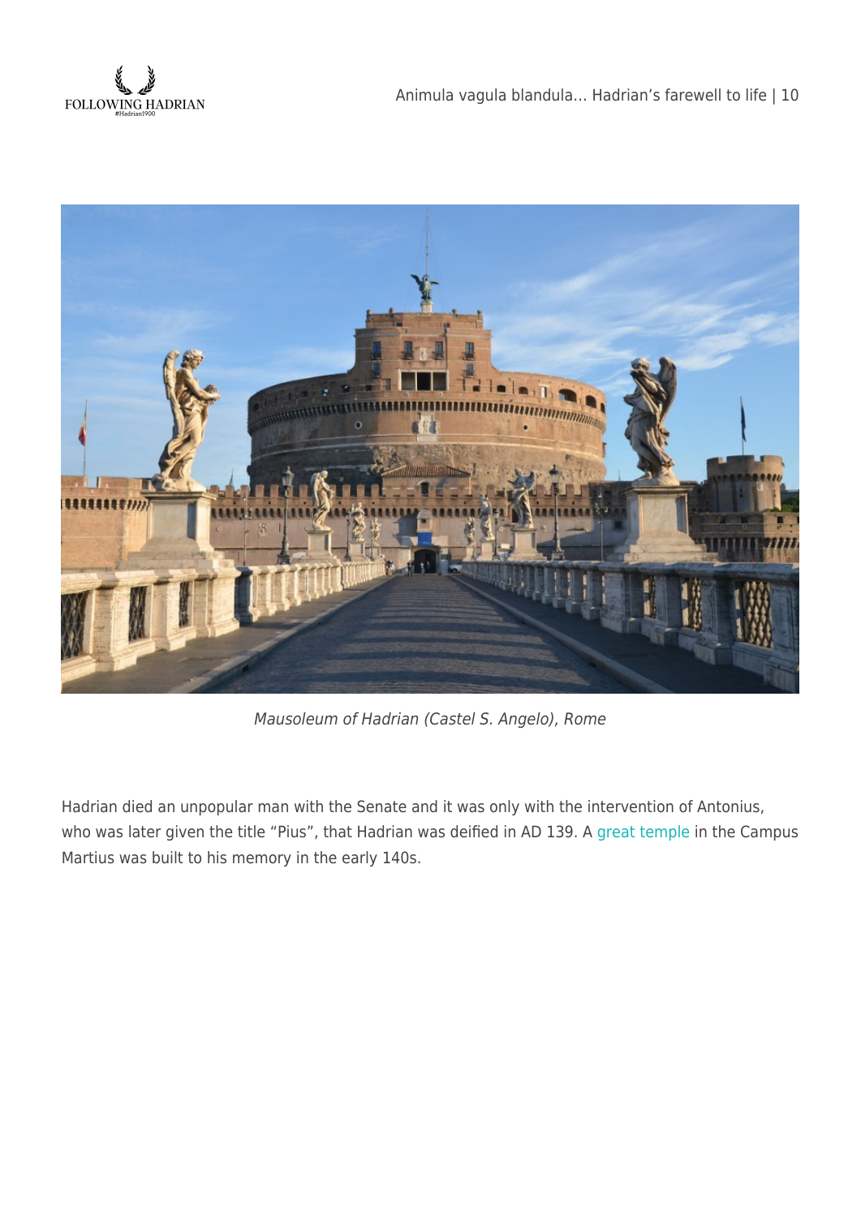*Mausoleum of Hadrian (Castel S. Angelo), Rome*

Hadrian died an unpopular man with the Senate and it was only with the intervention of Antonius, who was later given the title "Pius", that Hadrian was deified in AD 139. A great temple in the Campus Martius was built to his memory in the early 140s.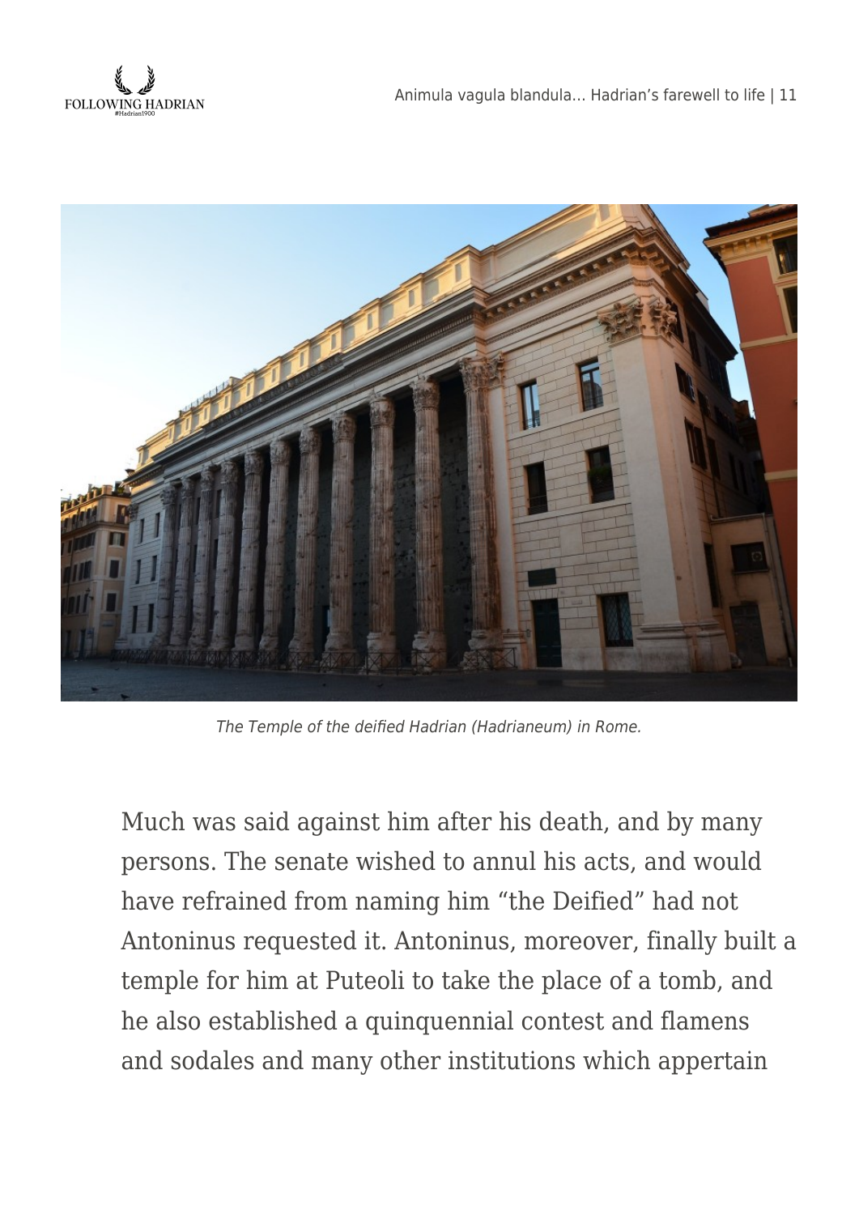*The Temple of the deified Hadrian (Hadrianeum) in Rome.*

Much was said against him after his death, and by many persons. The senate wished to annul his acts, and would have refrained from naming him "the Deified" had not Antoninus requested it. Antoninus, moreover, finally built a temple for him at Puteoli to take the place of a tomb, and he also established a quinquennial contest and flamens and sodales and many other institutions which appertain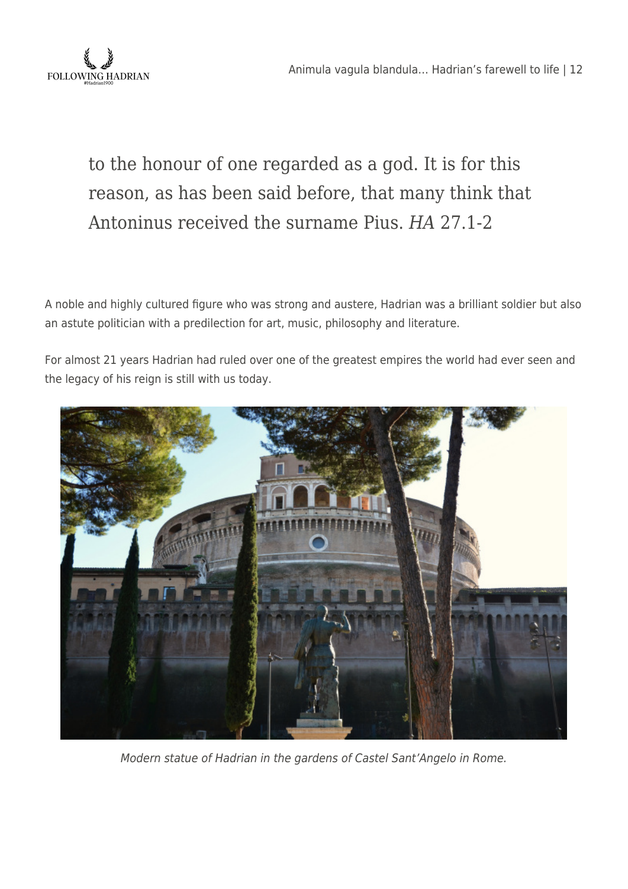> to the honour of one regarded as a god. It is for this reason, as has been said before, that many think that Antoninus received the surname Pius. *HA* 27.1-2

A noble and highly cultured figure who was strong and austere, Hadrian was a brilliant soldier but also an astute politician with a predilection for art, music, philosophy and literature.

For almost 21 years Hadrian had ruled over one of the greatest empires the world had ever seen and the legacy of his reign is still with us today.

*Modern statue of Hadrian in the gardens of Castel Sant'Angelo in Rome.*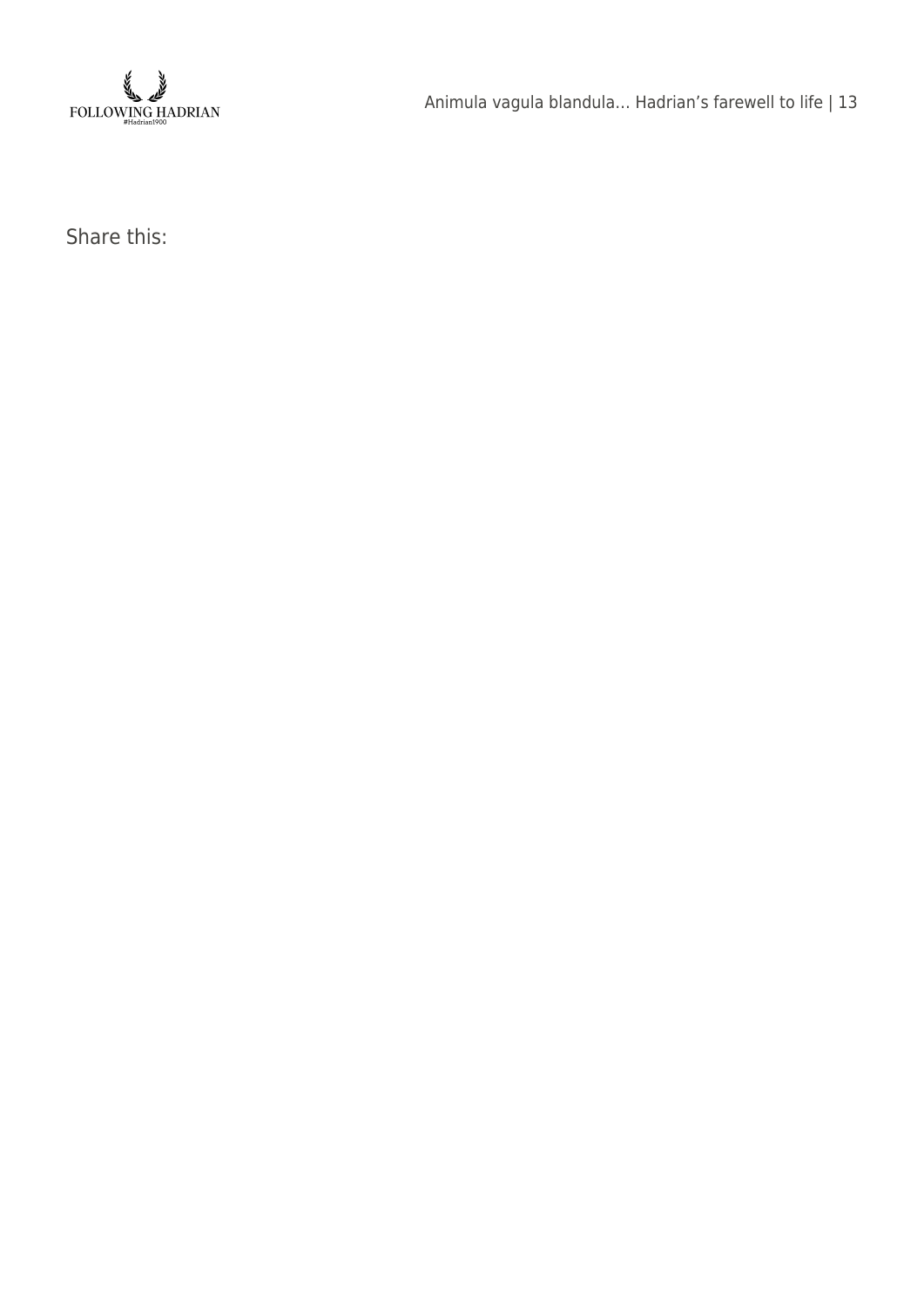Share this: